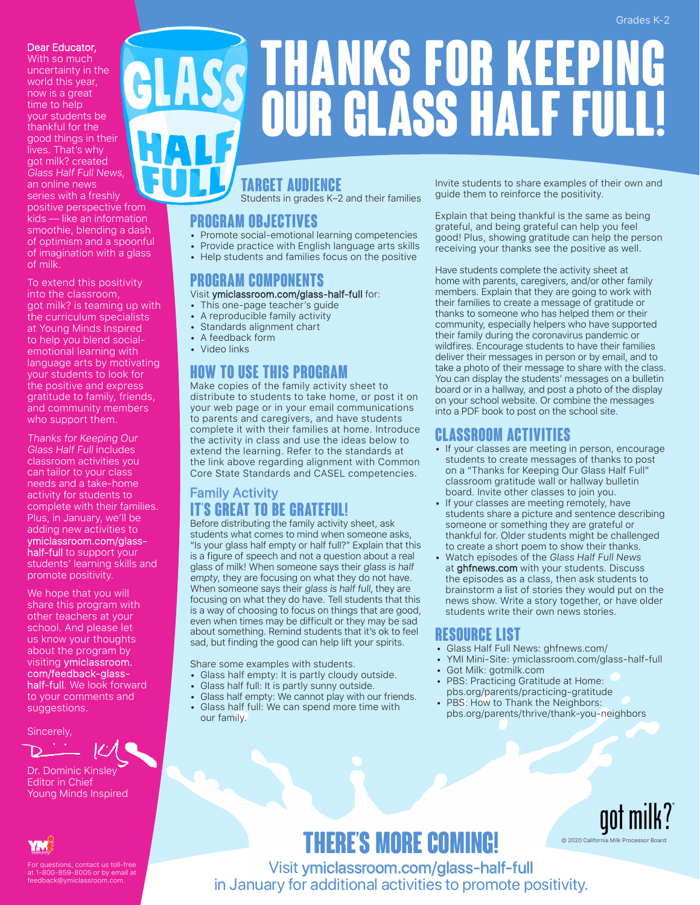Grades K-2

# THANKS FOR KEEPING OUR GLASS HALF FULL!

GLASS HALF FULL

Dear Educator,
With so much uncertainty in the world this year, now is a great time to help your students be thankful for the good things in their lives. That's why got milk? created *Glass Half Full News*, an online news series with a freshly positive perspective from kids — like an information smoothie, blending a dash of optimism and a spoonful of imagination with a glass of milk.

To extend this positivity into the classroom, got milk? is teaming up with the curriculum specialists at Young Minds Inspired to help you blend social-emotional learning with language arts by motivating your students to look for the positive and express gratitude to family, friends, and community members who support them.

*Thanks for Keeping Our Glass Half Full* includes classroom activities you can tailor to your class needs and a take-home activity for students to complete with their families. Plus, in January, we'll be adding new activities to ymiclassroom.com/glass-half-full to support your students' learning skills and promote positivity.

We hope that you will share this program with other teachers at your school. And please let us know your thoughts about the program by visiting ymiclassroom.com/feedback-glass-half-full. We look forward to your comments and suggestions.

Sincerely,

Dr. Dominic Kinsley
Editor in Chief
Young Minds Inspired

For questions, contact us toll-free at 1-800-859-8005 or by email at feedback@ymiclassroom.com.

## TARGET AUDIENCE

Students in grades K–2 and their families

## PROGRAM OBJECTIVES

- Promote social-emotional learning competencies
- Provide practice with English language arts skills
- Help students and families focus on the positive

## PROGRAM COMPONENTS

Visit **ymiclassroom.com/glass-half-full** for:

- This one-page teacher's guide
- A reproducible family activity
- Standards alignment chart
- A feedback form
- Video links

## HOW TO USE THIS PROGRAM

Make copies of the family activity sheet to distribute to students to take home, or post it on your web page or in your email communications to parents and caregivers, and have students complete it with their families at home. Introduce the activity in class and use the ideas below to extend the learning. Refer to the standards at the link above regarding alignment with Common Core State Standards and CASEL competencies.

### Family Activity
## IT'S GREAT TO BE GRATEFUL!

Before distributing the family activity sheet, ask students what comes to mind when someone asks, "Is your glass half empty or half full?" Explain that this is a figure of speech and not a question about a real glass of milk! When someone says their *glass is half empty*, they are focusing on what they do not have. When someone says their *glass is half full*, they are focusing on what they do have. Tell students that this is a way of choosing to focus on things that are good, even when times may be difficult or they may be sad about something. Remind students that it's ok to feel sad, but finding the good can help lift your spirits.

Share some examples with students.

- Glass half empty: It is partly cloudy outside.
- Glass half full: It is partly sunny outside.
- Glass half empty: We cannot play with our friends.
- Glass half full: We can spend more time with our family.

Invite students to share examples of their own and guide them to reinforce the positivity.

Explain that being thankful is the same as being grateful, and being grateful can help you feel good! Plus, showing gratitude can help the person receiving your thanks see the positive as well.

Have students complete the activity sheet at home with parents, caregivers, and/or other family members. Explain that they are going to work with their families to create a message of gratitude or thanks to someone who has helped them or their community, especially helpers who have supported their family during the coronavirus pandemic or wildfires. Encourage students to have their families deliver their messages in person or by email, and to take a photo of their message to share with the class. You can display the students' messages on a bulletin board or in a hallway, and post a photo of the display on your school website. Or combine the messages into a PDF book to post on the school site.

## CLASSROOM ACTIVITIES

- If your classes are meeting in person, encourage students to create messages of thanks to post on a "Thanks for Keeping Our Glass Half Full" classroom gratitude wall or hallway bulletin board. Invite other classes to join you.
- If your classes are meeting remotely, have students share a picture and sentence describing someone or something they are grateful or thankful for. Older students might be challenged to create a short poem to show their thanks.
- Watch episodes of the *Glass Half Full News* at **ghfnews.com** with your students. Discuss the episodes as a class, then ask students to brainstorm a list of stories they would put on the news show. Write a story together, or have older students write their own news stories.

## RESOURCE LIST

- Glass Half Full News: ghfnews.com/
- YMI Mini-Site: ymiclassroom.com/glass-half-full
- Got Milk: gotmilk.com
- PBS: Practicing Gratitude at Home: pbs.org/parents/practicing-gratitude
- PBS: How to Thank the Neighbors: pbs.org/parents/thrive/thank-you-neighbors

## THERE'S MORE COMING!

Visit **ymiclassroom.com/glass-half-full** in January for additional activities to promote positivity.

got milk?

© 2020 California Milk Processor Board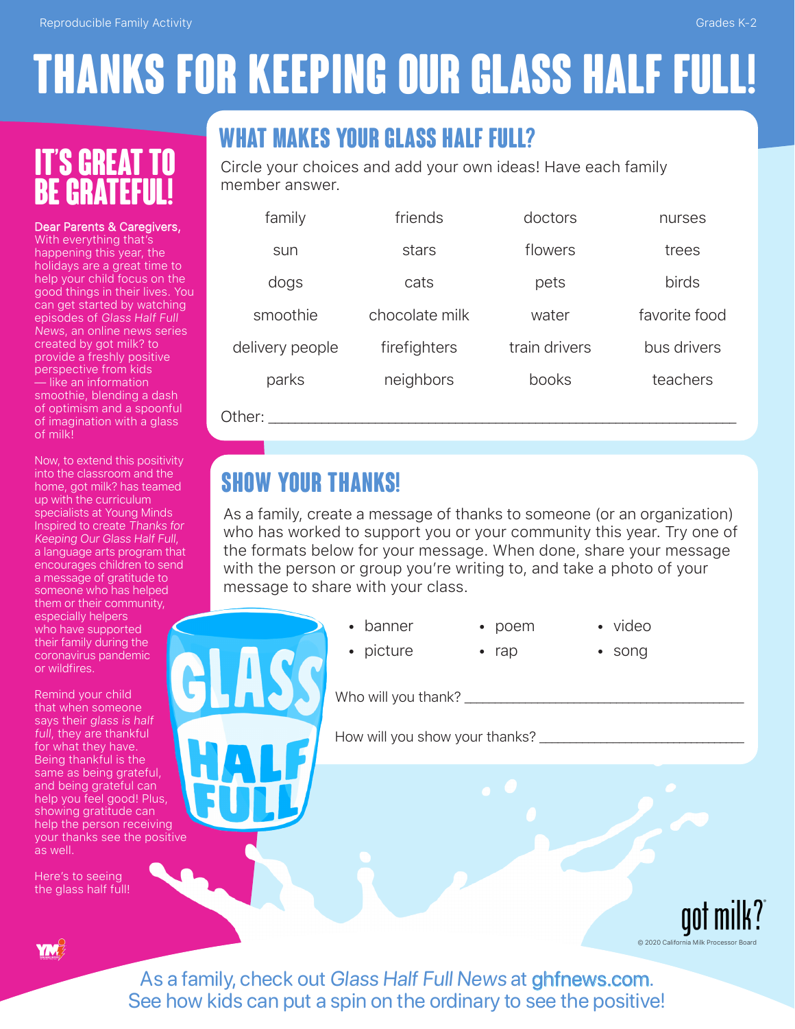Reproducible Family Activity

Grades K-2

# THANKS FOR KEEPING OUR GLASS HALF FULL!

## IT'S GREAT TO BE GRATEFUL!

**Dear Parents & Caregivers,**
With everything that's happening this year, the holidays are a great time to help your child focus on the good things in their lives. You can get started by watching episodes of *Glass Half Full News*, an online news series created by got milk? to provide a freshly positive perspective from kids — like an information smoothie, blending a dash of optimism and a spoonful of imagination with a glass of milk!

Now, to extend this positivity into the classroom and the home, got milk? has teamed up with the curriculum specialists at Young Minds Inspired to create *Thanks for Keeping Our Glass Half Full*, a language arts program that encourages children to send a message of gratitude to someone who has helped them or their community, especially helpers who have supported their family during the coronavirus pandemic or wildfires.

Remind your child that when someone says their *glass is half full*, they are thankful for what they have. Being thankful is the same as being grateful, and being grateful can help you feel good! Plus, showing gratitude can help the person receiving your thanks see the positive as well.

Here's to seeing the glass half full!

## WHAT MAKES YOUR GLASS HALF FULL?

Circle your choices and add your own ideas! Have each family member answer.

| | | | |
|---|---|---|---|
| family | friends | doctors | nurses |
| sun | stars | flowers | trees |
| dogs | cats | pets | birds |
| smoothie | chocolate milk | water | favorite food |
| delivery people | firefighters | train drivers | bus drivers |
| parks | neighbors | books | teachers |

Other: ______________________________________________

## SHOW YOUR THANKS!

As a family, create a message of thanks to someone (or an organization) who has worked to support you or your community this year. Try one of the formats below for your message. When done, share your message with the person or group you're writing to, and take a photo of your message to share with your class.

- banner
- picture
- poem
- rap
- video
- song

Who will you thank? ______________________________

How will you show your thanks? ______________________

GLASS HALF FULL

got milk?

© 2020 California Milk Processor Board

As a family, check out *Glass Half Full News* at ghfnews.com. See how kids can put a spin on the ordinary to see the positive!